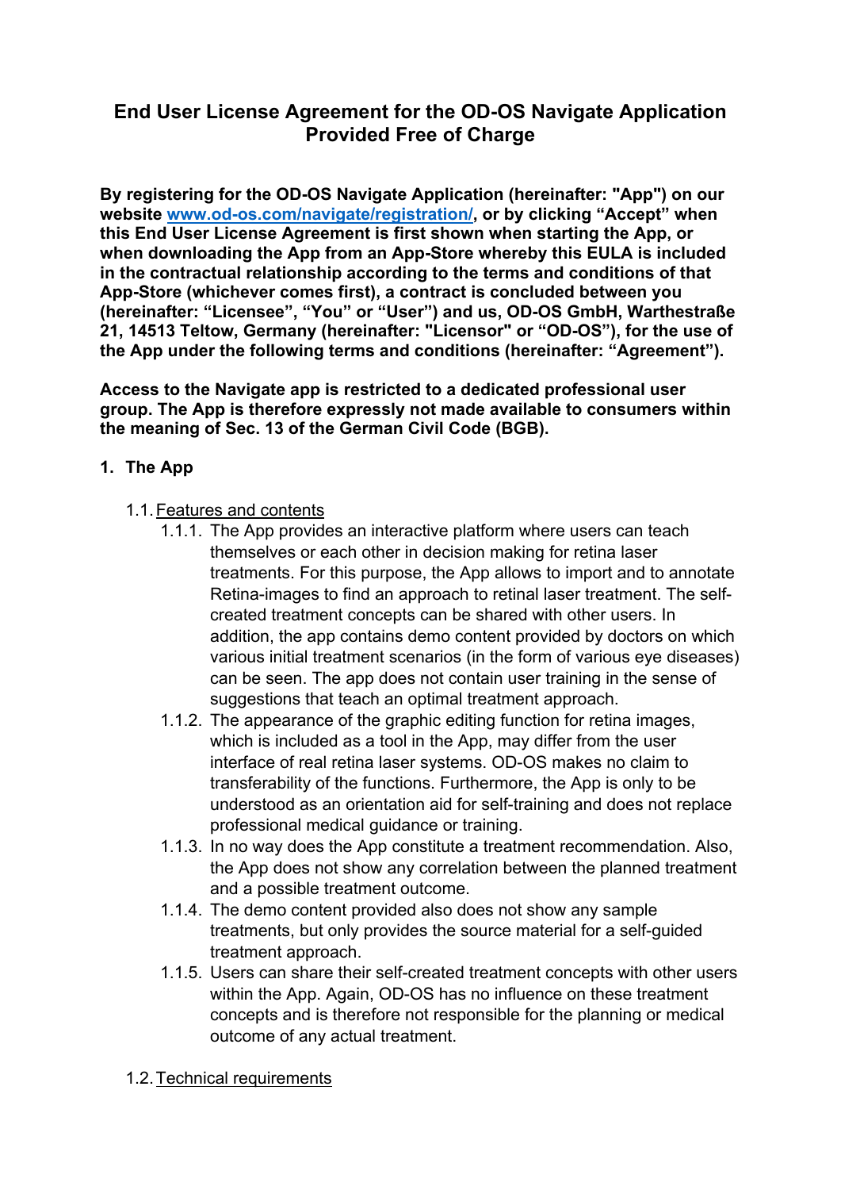# End User License Agreement for the OD-OS Navigate Application Provided Free of Charge

**By registering for the OD-OS Navigate Application (hereinafter: "App") on our website [www.od-os.com/navigate/registration/](http://www.od-os.com/navigate/registration/), or by clicking "Accept" when this End User License Agreement is first shown when starting the App, or when downloading the App from an App-Store whereby this EULA is included in the contractual relationship according to the terms and conditions of that App-Store (whichever comes first), a contract is concluded between you (hereinafter: "Licensee", "You" or "User") and us, OD-OS GmbH, Warthestraße 21, 14513 Teltow, Germany (hereinafter: "Licensor" or "OD-OS"), for the use of the App under the following terms and conditions (hereinafter: "Agreement").**

**Access to the Navigate app is restricted to a dedicated professional user group. The App is therefore expressly not made available to consumers within the meaning of Sec. 13 of the German Civil Code (BGB).**

## 1. The App

1.1. Features and contents

1.1.1. The App provides an interactive platform where users can teach themselves or each other in decision making for retina laser treatments. For this purpose, the App allows to import and to annotate Retina-images to find an approach to retinal laser treatment. The self-created treatment concepts can be shared with other users. In addition, the app contains demo content provided by doctors on which various initial treatment scenarios (in the form of various eye diseases) can be seen. The app does not contain user training in the sense of suggestions that teach an optimal treatment approach.

1.1.2. The appearance of the graphic editing function for retina images, which is included as a tool in the App, may differ from the user interface of real retina laser systems. OD-OS makes no claim to transferability of the functions. Furthermore, the App is only to be understood as an orientation aid for self-training and does not replace professional medical guidance or training.

1.1.3. In no way does the App constitute a treatment recommendation. Also, the App does not show any correlation between the planned treatment and a possible treatment outcome.

1.1.4. The demo content provided also does not show any sample treatments, but only provides the source material for a self-guided treatment approach.

1.1.5. Users can share their self-created treatment concepts with other users within the App. Again, OD-OS has no influence on these treatment concepts and is therefore not responsible for the planning or medical outcome of any actual treatment.

1.2. Technical requirements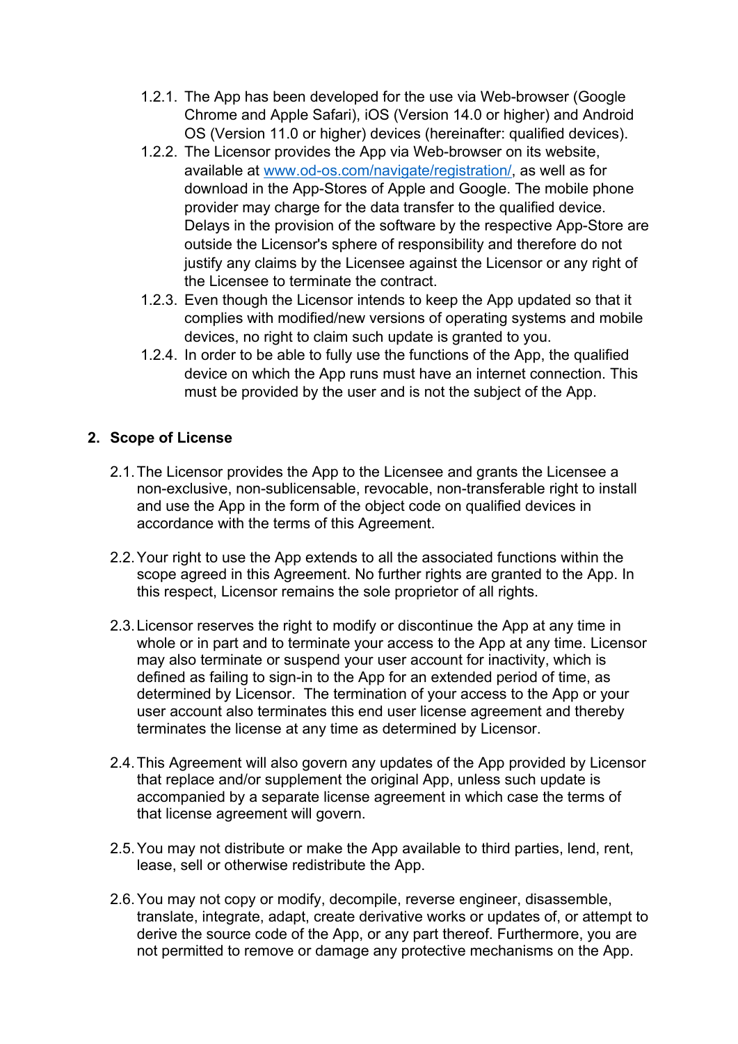1.2.1. The App has been developed for the use via Web-browser (Google Chrome and Apple Safari), iOS (Version 14.0 or higher) and Android OS (Version 11.0 or higher) devices (hereinafter: qualified devices).

1.2.2. The Licensor provides the App via Web-browser on its website, available at [www.od-os.com/navigate/registration/](www.od-os.com/navigate/registration/), as well as for download in the App-Stores of Apple and Google. The mobile phone provider may charge for the data transfer to the qualified device. Delays in the provision of the software by the respective App-Store are outside the Licensor's sphere of responsibility and therefore do not justify any claims by the Licensee against the Licensor or any right of the Licensee to terminate the contract.

1.2.3. Even though the Licensor intends to keep the App updated so that it complies with modified/new versions of operating systems and mobile devices, no right to claim such update is granted to you.

1.2.4. In order to be able to fully use the functions of the App, the qualified device on which the App runs must have an internet connection. This must be provided by the user and is not the subject of the App.

## 2. Scope of License

2.1. The Licensor provides the App to the Licensee and grants the Licensee a non-exclusive, non-sublicensable, revocable, non-transferable right to install and use the App in the form of the object code on qualified devices in accordance with the terms of this Agreement.

2.2. Your right to use the App extends to all the associated functions within the scope agreed in this Agreement. No further rights are granted to the App. In this respect, Licensor remains the sole proprietor of all rights.

2.3. Licensor reserves the right to modify or discontinue the App at any time in whole or in part and to terminate your access to the App at any time. Licensor may also terminate or suspend your user account for inactivity, which is defined as failing to sign-in to the App for an extended period of time, as determined by Licensor. The termination of your access to the App or your user account also terminates this end user license agreement and thereby terminates the license at any time as determined by Licensor.

2.4. This Agreement will also govern any updates of the App provided by Licensor that replace and/or supplement the original App, unless such update is accompanied by a separate license agreement in which case the terms of that license agreement will govern.

2.5. You may not distribute or make the App available to third parties, lend, rent, lease, sell or otherwise redistribute the App.

2.6. You may not copy or modify, decompile, reverse engineer, disassemble, translate, integrate, adapt, create derivative works or updates of, or attempt to derive the source code of the App, or any part thereof. Furthermore, you are not permitted to remove or damage any protective mechanisms on the App.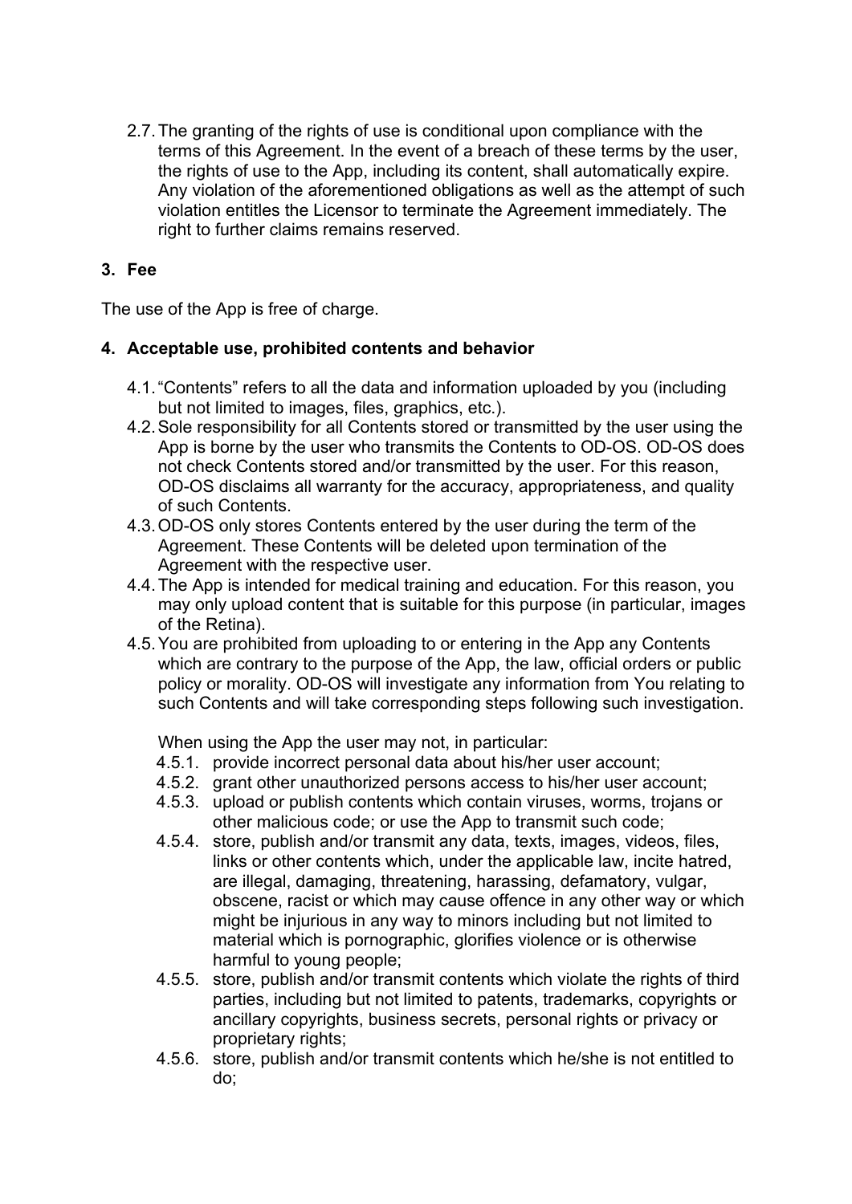2.7. The granting of the rights of use is conditional upon compliance with the terms of this Agreement. In the event of a breach of these terms by the user, the rights of use to the App, including its content, shall automatically expire. Any violation of the aforementioned obligations as well as the attempt of such violation entitles the Licensor to terminate the Agreement immediately. The right to further claims remains reserved.

## 3. Fee

The use of the App is free of charge.

## 4. Acceptable use, prohibited contents and behavior

4.1. "Contents" refers to all the data and information uploaded by you (including but not limited to images, files, graphics, etc.).

4.2. Sole responsibility for all Contents stored or transmitted by the user using the App is borne by the user who transmits the Contents to OD-OS. OD-OS does not check Contents stored and/or transmitted by the user. For this reason, OD-OS disclaims all warranty for the accuracy, appropriateness, and quality of such Contents.

4.3. OD-OS only stores Contents entered by the user during the term of the Agreement. These Contents will be deleted upon termination of the Agreement with the respective user.

4.4. The App is intended for medical training and education. For this reason, you may only upload content that is suitable for this purpose (in particular, images of the Retina).

4.5. You are prohibited from uploading to or entering in the App any Contents which are contrary to the purpose of the App, the law, official orders or public policy or morality. OD-OS will investigate any information from You relating to such Contents and will take corresponding steps following such investigation.

When using the App the user may not, in particular:

4.5.1. provide incorrect personal data about his/her user account;

4.5.2. grant other unauthorized persons access to his/her user account;

4.5.3. upload or publish contents which contain viruses, worms, trojans or other malicious code; or use the App to transmit such code;

4.5.4. store, publish and/or transmit any data, texts, images, videos, files, links or other contents which, under the applicable law, incite hatred, are illegal, damaging, threatening, harassing, defamatory, vulgar, obscene, racist or which may cause offence in any other way or which might be injurious in any way to minors including but not limited to material which is pornographic, glorifies violence or is otherwise harmful to young people;

4.5.5. store, publish and/or transmit contents which violate the rights of third parties, including but not limited to patents, trademarks, copyrights or ancillary copyrights, business secrets, personal rights or privacy or proprietary rights;

4.5.6. store, publish and/or transmit contents which he/she is not entitled to do;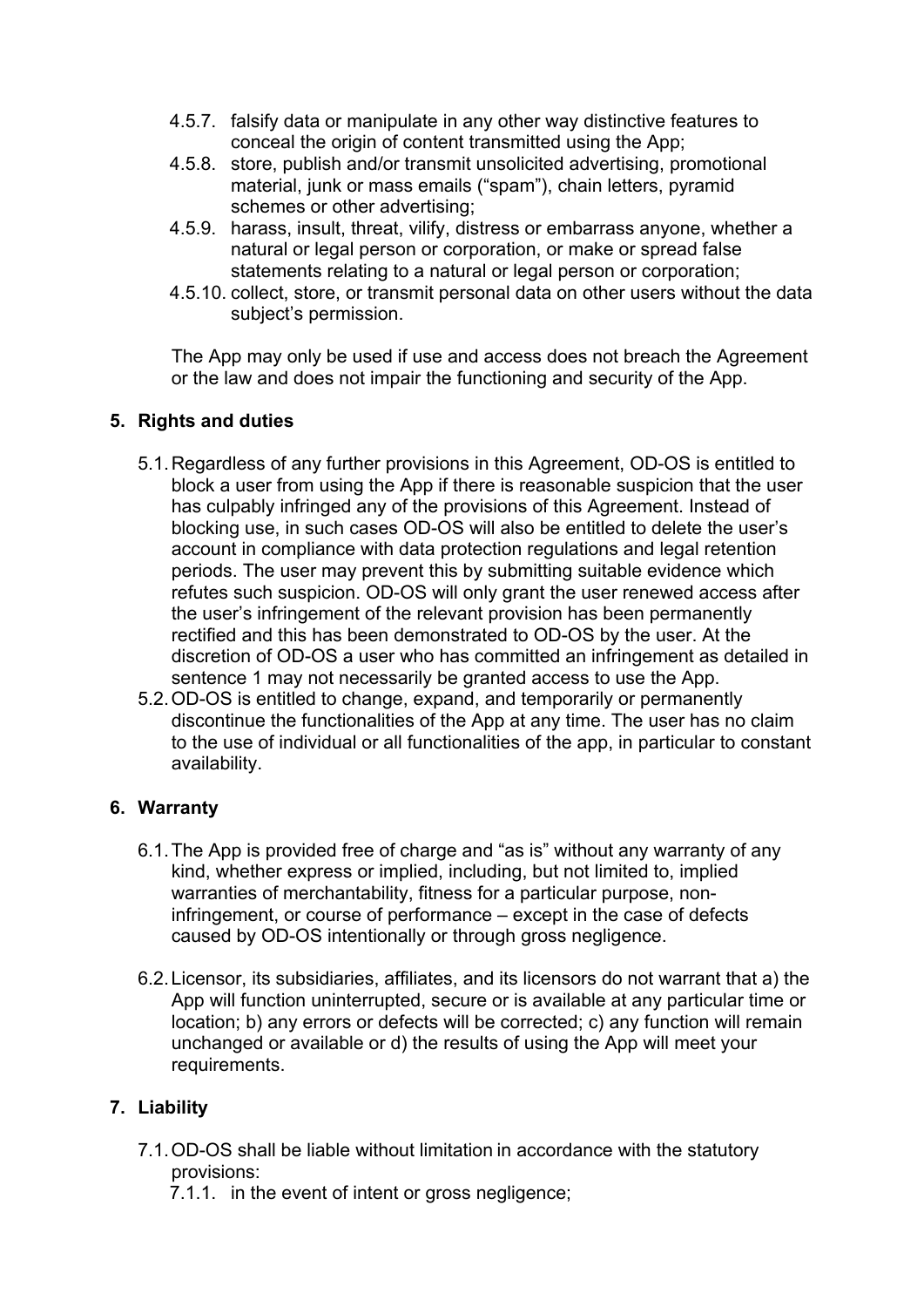4.5.7. falsify data or manipulate in any other way distinctive features to conceal the origin of content transmitted using the App;

4.5.8. store, publish and/or transmit unsolicited advertising, promotional material, junk or mass emails ("spam"), chain letters, pyramid schemes or other advertising;

4.5.9. harass, insult, threat, vilify, distress or embarrass anyone, whether a natural or legal person or corporation, or make or spread false statements relating to a natural or legal person or corporation;

4.5.10. collect, store, or transmit personal data on other users without the data subject's permission.

The App may only be used if use and access does not breach the Agreement or the law and does not impair the functioning and security of the App.

## 5. Rights and duties

5.1. Regardless of any further provisions in this Agreement, OD-OS is entitled to block a user from using the App if there is reasonable suspicion that the user has culpably infringed any of the provisions of this Agreement. Instead of blocking use, in such cases OD-OS will also be entitled to delete the user's account in compliance with data protection regulations and legal retention periods. The user may prevent this by submitting suitable evidence which refutes such suspicion. OD-OS will only grant the user renewed access after the user's infringement of the relevant provision has been permanently rectified and this has been demonstrated to OD-OS by the user. At the discretion of OD-OS a user who has committed an infringement as detailed in sentence 1 may not necessarily be granted access to use the App.

5.2. OD-OS is entitled to change, expand, and temporarily or permanently discontinue the functionalities of the App at any time. The user has no claim to the use of individual or all functionalities of the app, in particular to constant availability.

## 6. Warranty

6.1. The App is provided free of charge and "as is" without any warranty of any kind, whether express or implied, including, but not limited to, implied warranties of merchantability, fitness for a particular purpose, non-infringement, or course of performance – except in the case of defects caused by OD-OS intentionally or through gross negligence.

6.2. Licensor, its subsidiaries, affiliates, and its licensors do not warrant that a) the App will function uninterrupted, secure or is available at any particular time or location; b) any errors or defects will be corrected; c) any function will remain unchanged or available or d) the results of using the App will meet your requirements.

## 7. Liability

7.1. OD-OS shall be liable without limitation in accordance with the statutory provisions:

7.1.1. in the event of intent or gross negligence;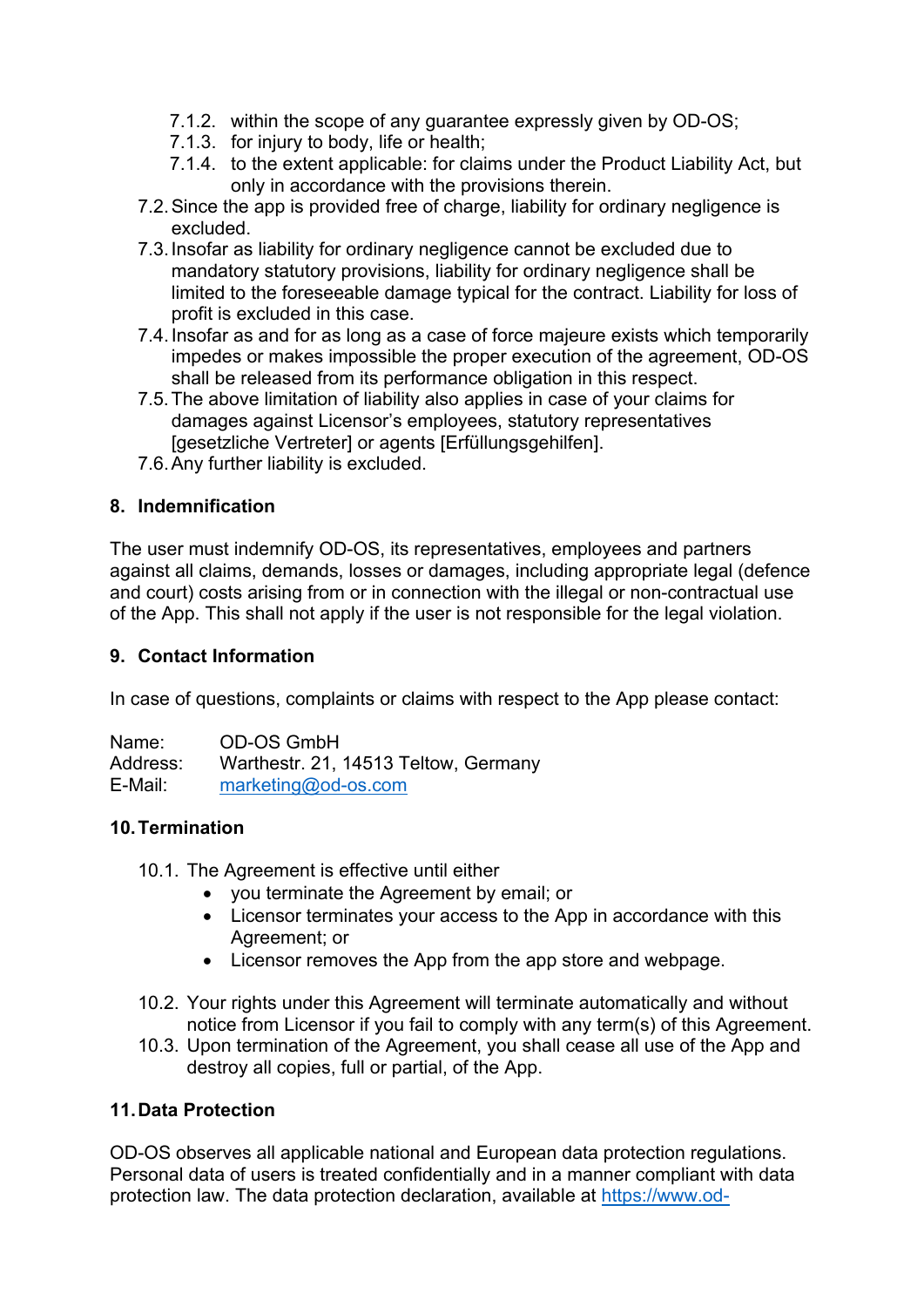7.1.2. within the scope of any guarantee expressly given by OD-OS;
   7.1.3. for injury to body, life or health;
   7.1.4. to the extent applicable: for claims under the Product Liability Act, but only in accordance with the provisions therein.

7.2. Since the app is provided free of charge, liability for ordinary negligence is excluded.

7.3. Insofar as liability for ordinary negligence cannot be excluded due to mandatory statutory provisions, liability for ordinary negligence shall be limited to the foreseeable damage typical for the contract. Liability for loss of profit is excluded in this case.

7.4. Insofar as and for as long as a case of force majeure exists which temporarily impedes or makes impossible the proper execution of the agreement, OD-OS shall be released from its performance obligation in this respect.

7.5. The above limitation of liability also applies in case of your claims for damages against Licensor's employees, statutory representatives [gesetzliche Vertreter] or agents [Erfüllungsgehilfen].

7.6. Any further liability is excluded.

## 8. Indemnification

The user must indemnify OD-OS, its representatives, employees and partners against all claims, demands, losses or damages, including appropriate legal (defence and court) costs arising from or in connection with the illegal or non-contractual use of the App. This shall not apply if the user is not responsible for the legal violation.

## 9. Contact Information

In case of questions, complaints or claims with respect to the App please contact:

Name: OD-OS GmbH
Address: Warthestr. 21, 14513 Teltow, Germany
E-Mail: marketing@od-os.com

## 10. Termination

10.1. The Agreement is effective until either

- you terminate the Agreement by email; or
- Licensor terminates your access to the App in accordance with this Agreement; or
- Licensor removes the App from the app store and webpage.

10.2. Your rights under this Agreement will terminate automatically and without notice from Licensor if you fail to comply with any term(s) of this Agreement.

10.3. Upon termination of the Agreement, you shall cease all use of the App and destroy all copies, full or partial, of the App.

## 11. Data Protection

OD-OS observes all applicable national and European data protection regulations. Personal data of users is treated confidentially and in a manner compliant with data protection law. The data protection declaration, available at https://www.od-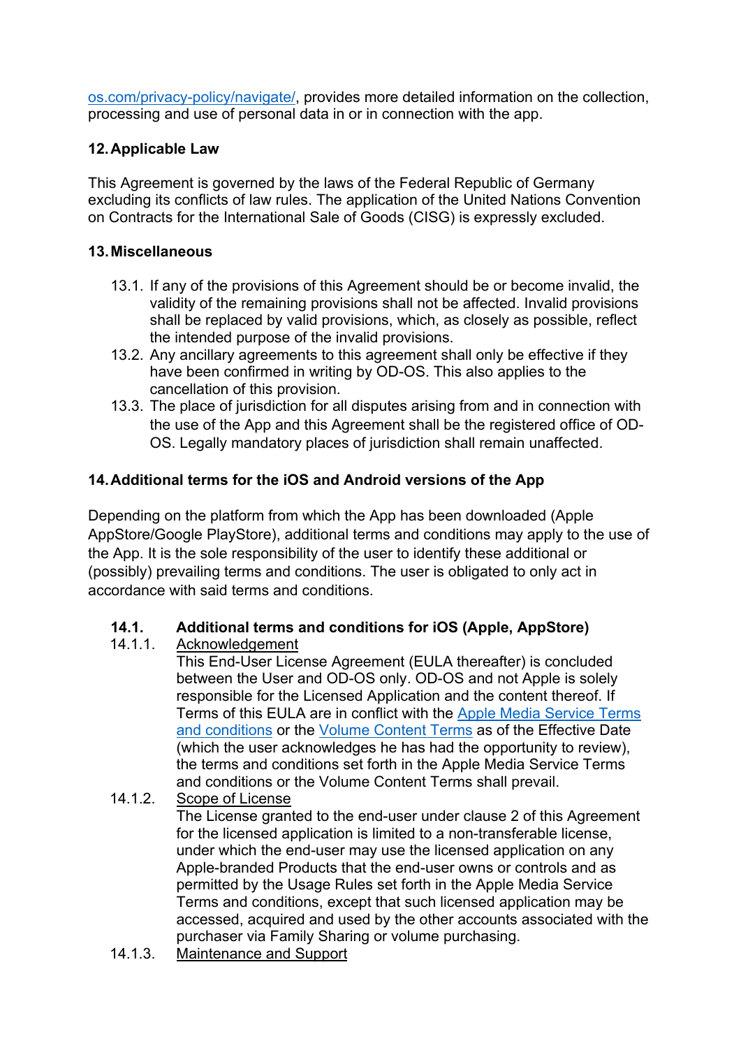os.com/privacy-policy/navigate/, provides more detailed information on the collection, processing and use of personal data in or in connection with the app.

## 12. Applicable Law

This Agreement is governed by the laws of the Federal Republic of Germany excluding its conflicts of law rules. The application of the United Nations Convention on Contracts for the International Sale of Goods (CISG) is expressly excluded.

## 13. Miscellaneous

13.1. If any of the provisions of this Agreement should be or become invalid, the validity of the remaining provisions shall not be affected. Invalid provisions shall be replaced by valid provisions, which, as closely as possible, reflect the intended purpose of the invalid provisions.

13.2. Any ancillary agreements to this agreement shall only be effective if they have been confirmed in writing by OD-OS. This also applies to the cancellation of this provision.

13.3. The place of jurisdiction for all disputes arising from and in connection with the use of the App and this Agreement shall be the registered office of OD-OS. Legally mandatory places of jurisdiction shall remain unaffected.

## 14. Additional terms for the iOS and Android versions of the App

Depending on the platform from which the App has been downloaded (Apple AppStore/Google PlayStore), additional terms and conditions may apply to the use of the App. It is the sole responsibility of the user to identify these additional or (possibly) prevailing terms and conditions. The user is obligated to only act in accordance with said terms and conditions.

### 14.1. Additional terms and conditions for iOS (Apple, AppStore)

14.1.1. Acknowledgement

This End-User License Agreement (EULA thereafter) is concluded between the User and OD-OS only. OD-OS and not Apple is solely responsible for the Licensed Application and the content thereof. If Terms of this EULA are in conflict with the Apple Media Service Terms and conditions or the Volume Content Terms as of the Effective Date (which the user acknowledges he has had the opportunity to review), the terms and conditions set forth in the Apple Media Service Terms and conditions or the Volume Content Terms shall prevail.

14.1.2. Scope of License

The License granted to the end-user under clause 2 of this Agreement for the licensed application is limited to a non-transferable license, under which the end-user may use the licensed application on any Apple-branded Products that the end-user owns or controls and as permitted by the Usage Rules set forth in the Apple Media Service Terms and conditions, except that such licensed application may be accessed, acquired and used by the other accounts associated with the purchaser via Family Sharing or volume purchasing.

14.1.3. Maintenance and Support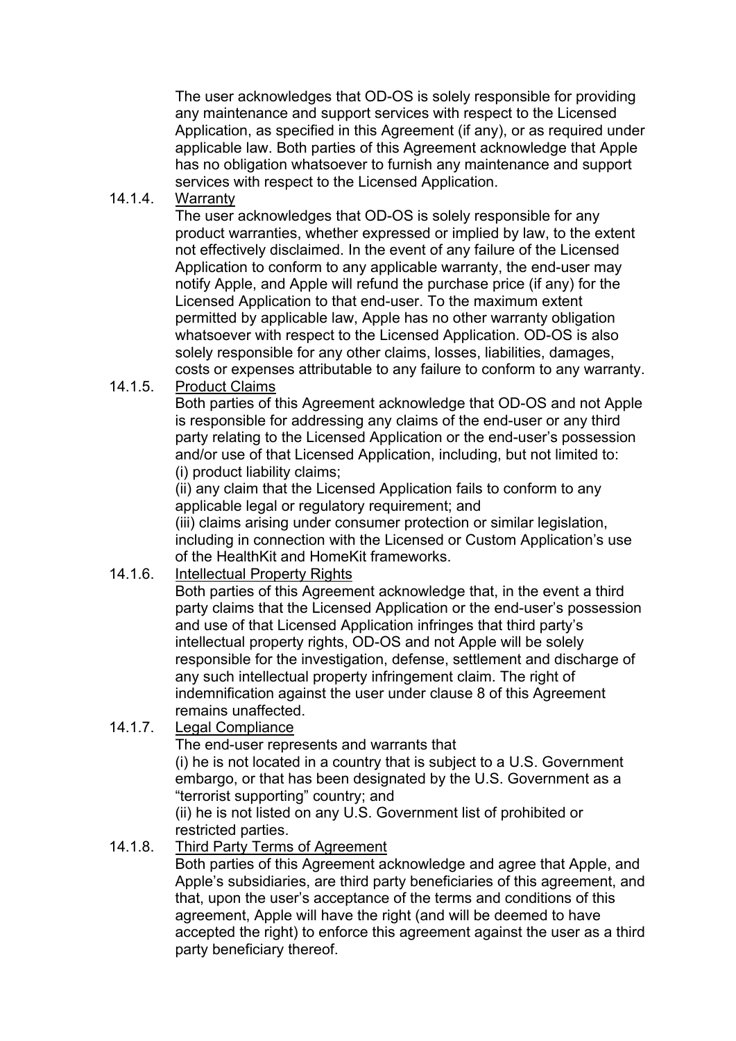The user acknowledges that OD-OS is solely responsible for providing any maintenance and support services with respect to the Licensed Application, as specified in this Agreement (if any), or as required under applicable law. Both parties of this Agreement acknowledge that Apple has no obligation whatsoever to furnish any maintenance and support services with respect to the Licensed Application.

14.1.4. Warranty

The user acknowledges that OD-OS is solely responsible for any product warranties, whether expressed or implied by law, to the extent not effectively disclaimed. In the event of any failure of the Licensed Application to conform to any applicable warranty, the end-user may notify Apple, and Apple will refund the purchase price (if any) for the Licensed Application to that end-user. To the maximum extent permitted by applicable law, Apple has no other warranty obligation whatsoever with respect to the Licensed Application. OD-OS is also solely responsible for any other claims, losses, liabilities, damages, costs or expenses attributable to any failure to conform to any warranty.

14.1.5. Product Claims

Both parties of this Agreement acknowledge that OD-OS and not Apple is responsible for addressing any claims of the end-user or any third party relating to the Licensed Application or the end-user's possession and/or use of that Licensed Application, including, but not limited to:
(i) product liability claims;
(ii) any claim that the Licensed Application fails to conform to any applicable legal or regulatory requirement; and
(iii) claims arising under consumer protection or similar legislation, including in connection with the Licensed or Custom Application's use of the HealthKit and HomeKit frameworks.

14.1.6. Intellectual Property Rights

Both parties of this Agreement acknowledge that, in the event a third party claims that the Licensed Application or the end-user's possession and use of that Licensed Application infringes that third party's intellectual property rights, OD-OS and not Apple will be solely responsible for the investigation, defense, settlement and discharge of any such intellectual property infringement claim. The right of indemnification against the user under clause 8 of this Agreement remains unaffected.

14.1.7. Legal Compliance

The end-user represents and warrants that
(i) he is not located in a country that is subject to a U.S. Government embargo, or that has been designated by the U.S. Government as a "terrorist supporting" country; and
(ii) he is not listed on any U.S. Government list of prohibited or restricted parties.

14.1.8. Third Party Terms of Agreement

Both parties of this Agreement acknowledge and agree that Apple, and Apple's subsidiaries, are third party beneficiaries of this agreement, and that, upon the user's acceptance of the terms and conditions of this agreement, Apple will have the right (and will be deemed to have accepted the right) to enforce this agreement against the user as a third party beneficiary thereof.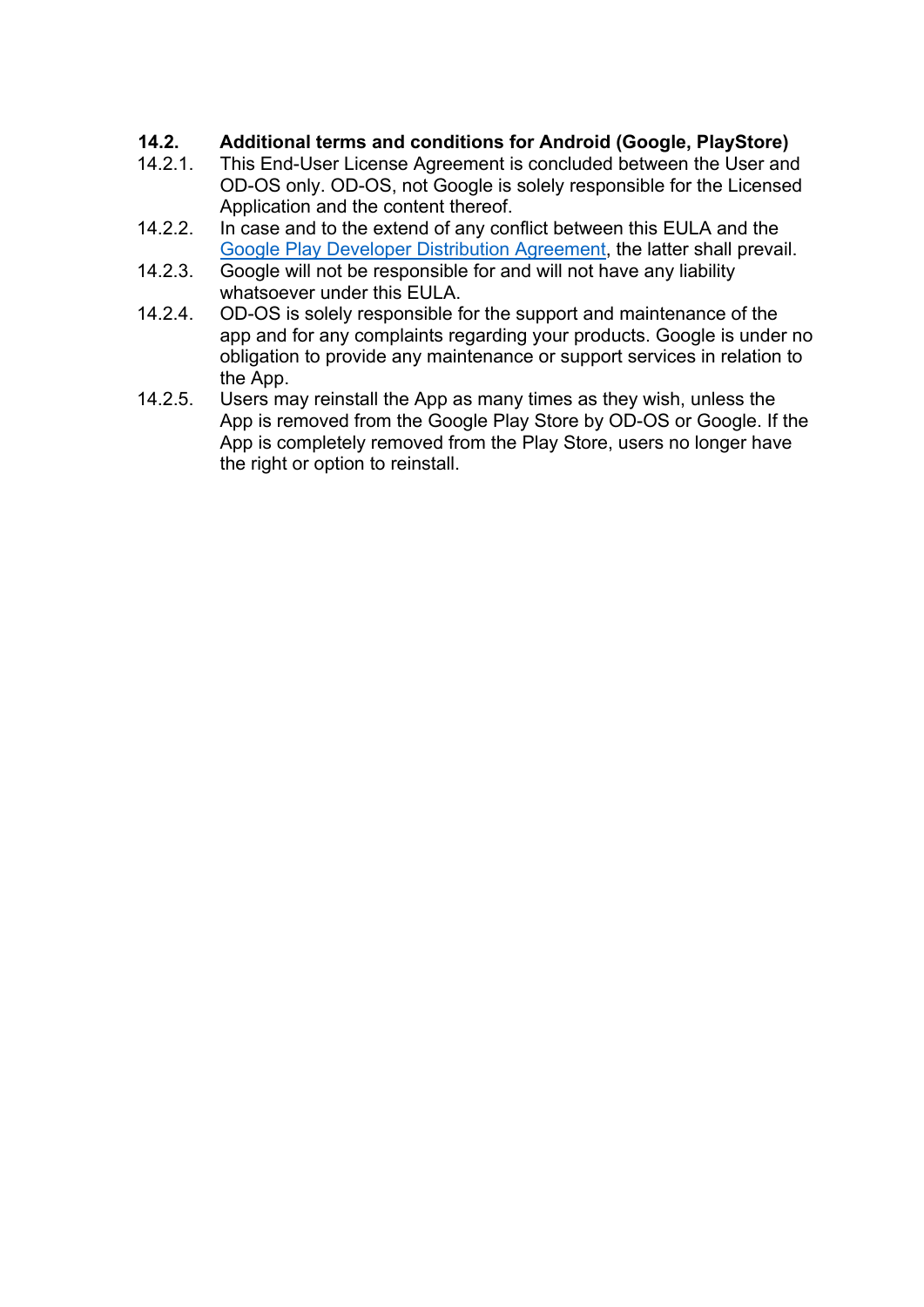### 14.2. Additional terms and conditions for Android (Google, PlayStore)

14.2.1. This End-User License Agreement is concluded between the User and OD-OS only. OD-OS, not Google is solely responsible for the Licensed Application and the content thereof.

14.2.2. In case and to the extend of any conflict between this EULA and the Google Play Developer Distribution Agreement, the latter shall prevail.

14.2.3. Google will not be responsible for and will not have any liability whatsoever under this EULA.

14.2.4. OD-OS is solely responsible for the support and maintenance of the app and for any complaints regarding your products. Google is under no obligation to provide any maintenance or support services in relation to the App.

14.2.5. Users may reinstall the App as many times as they wish, unless the App is removed from the Google Play Store by OD-OS or Google. If the App is completely removed from the Play Store, users no longer have the right or option to reinstall.